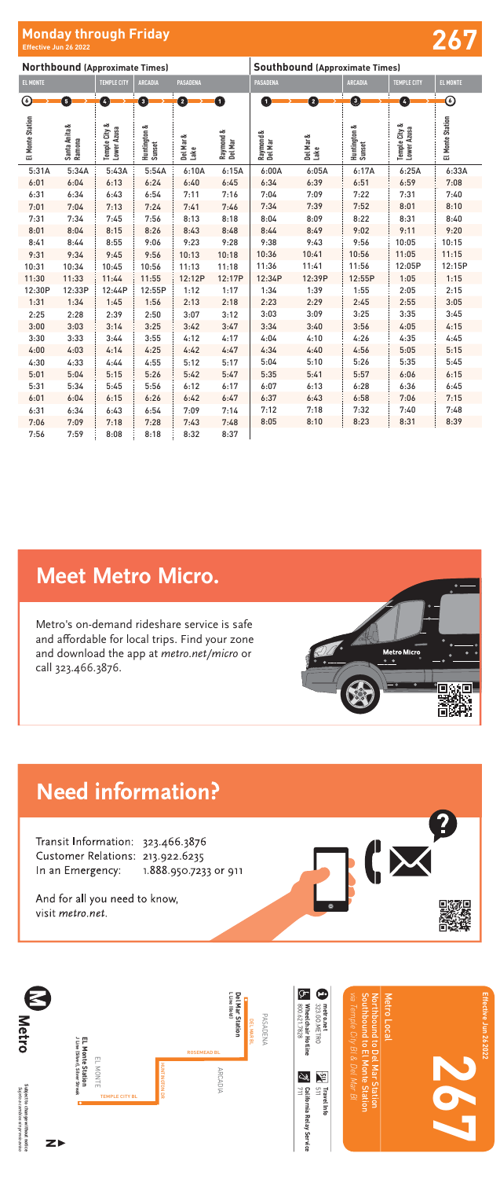# Monday through Friday

Effective Jun 26 2022

# 267

| Northbound (Approximate Times) | | | | | | Southbound (Approximate Times) | | | | |
|---|---|---|---|---|---|---|---|---|---|---|
| EL MONTE | | TEMPLE CITY | ARCADIA | PASADENA | | PASADENA | | ARCADIA | TEMPLE CITY | EL MONTE |
| 6 | 5 | 4 | 3 | 2 | 1 | 1 | 2 | 3 | 4 | 6 |
| El Monte Station | Santa Anita & Ramona | Temple City & Lower Azusa | Huntington & Sunset | Del Mar & Lake | Raymond & Del Mar | Raymond & Del Mar | Del Mar & Lake | Huntington & Sunset | Temple City & Lower Azusa | El Monte Station |
| 5:31A | 5:34A | 5:43A | 5:54A | 6:10A | 6:15A | 6:00A | 6:05A | 6:17A | 6:25A | 6:33A |
| 6:01 | 6:04 | 6:13 | 6:24 | 6:40 | 6:45 | 6:34 | 6:39 | 6:51 | 6:59 | 7:08 |
| 6:31 | 6:34 | 6:43 | 6:54 | 7:11 | 7:16 | 7:04 | 7:09 | 7:22 | 7:31 | 7:40 |
| 7:01 | 7:04 | 7:13 | 7:24 | 7:41 | 7:46 | 7:34 | 7:39 | 7:52 | 8:01 | 8:10 |
| 7:31 | 7:34 | 7:45 | 7:56 | 8:13 | 8:18 | 8:04 | 8:09 | 8:22 | 8:31 | 8:40 |
| 8:01 | 8:04 | 8:15 | 8:26 | 8:43 | 8:48 | 8:44 | 8:49 | 9:02 | 9:11 | 9:20 |
| 8:41 | 8:44 | 8:55 | 9:06 | 9:23 | 9:28 | 9:38 | 9:43 | 9:56 | 10:05 | 10:15 |
| 9:31 | 9:34 | 9:45 | 9:56 | 10:13 | 10:18 | 10:36 | 10:41 | 10:56 | 11:05 | 11:15 |
| 10:31 | 10:34 | 10:45 | 10:56 | 11:13 | 11:18 | 11:36 | 11:41 | 11:56 | 12:05P | 12:15P |
| 11:30 | 11:33 | 11:44 | 11:55 | 12:12P | 12:17P | 12:34P | 12:39P | 12:55P | 1:05 | 1:15 |
| 12:30P | 12:33P | 12:44P | 12:55P | 1:12 | 1:17 | 1:34 | 1:39 | 1:55 | 2:05 | 2:15 |
| 1:31 | 1:34 | 1:45 | 1:56 | 2:13 | 2:18 | 2:23 | 2:29 | 2:45 | 2:55 | 3:05 |
| 2:25 | 2:28 | 2:39 | 2:50 | 3:07 | 3:12 | 3:03 | 3:09 | 3:25 | 3:35 | 3:45 |
| 3:00 | 3:03 | 3:14 | 3:25 | 3:42 | 3:47 | 3:34 | 3:40 | 3:56 | 4:05 | 4:15 |
| 3:30 | 3:33 | 3:44 | 3:55 | 4:12 | 4:17 | 4:04 | 4:10 | 4:26 | 4:35 | 4:45 |
| 4:00 | 4:03 | 4:14 | 4:25 | 4:42 | 4:47 | 4:34 | 4:40 | 4:56 | 5:05 | 5:15 |
| 4:30 | 4:33 | 4:44 | 4:55 | 5:12 | 5:17 | 5:04 | 5:10 | 5:26 | 5:35 | 5:45 |
| 5:01 | 5:04 | 5:15 | 5:26 | 5:42 | 5:47 | 5:35 | 5:41 | 5:57 | 6:06 | 6:15 |
| 5:31 | 5:34 | 5:45 | 5:56 | 6:12 | 6:17 | 6:07 | 6:13 | 6:28 | 6:36 | 6:45 |
| 6:01 | 6:04 | 6:15 | 6:26 | 6:42 | 6:47 | 6:37 | 6:43 | 6:58 | 7:06 | 7:15 |
| 6:31 | 6:34 | 6:43 | 6:54 | 7:09 | 7:14 | 7:12 | 7:18 | 7:32 | 7:40 | 7:48 |
| 7:06 | 7:09 | 7:18 | 7:28 | 7:43 | 7:48 | 8:05 | 8:10 | 8:23 | 8:31 | 8:39 |
| 7:56 | 7:59 | 8:08 | 8:18 | 8:32 | 8:37 | | | | | |

## Meet Metro Micro.

Metro's on-demand rideshare service is safe and affordable for local trips. Find your zone and download the app at *metro.net/micro* or call 323.466.3876.

## Need information?

Transit Information: 323.466.3876
Customer Relations: 213.922.6235
In an Emergency: 1.888.950.7233 or 911

And for all you need to know, visit *metro.net*.

Metro

Subject to change without notice
*Sujeto a cambios sin previo aviso*

El Monte Station
J Line (Silver), Silver Streak

EL MONTE

TEMPLE CITY BL

ROSEMEAD BL

ARCADIA

PASADENA

Del Mar Station
L Line (Gold)

metro.net
323.GO.METRO

Wheelchair Hotline
800.621.7828

511 Travel Info
511

California Relay Service
711

Metro Local

Northbound to Del Mar Station
Southbound to El Monte Station
*via Temple City Bl & Del Mar Bl*

Effective Jun 26 2022

267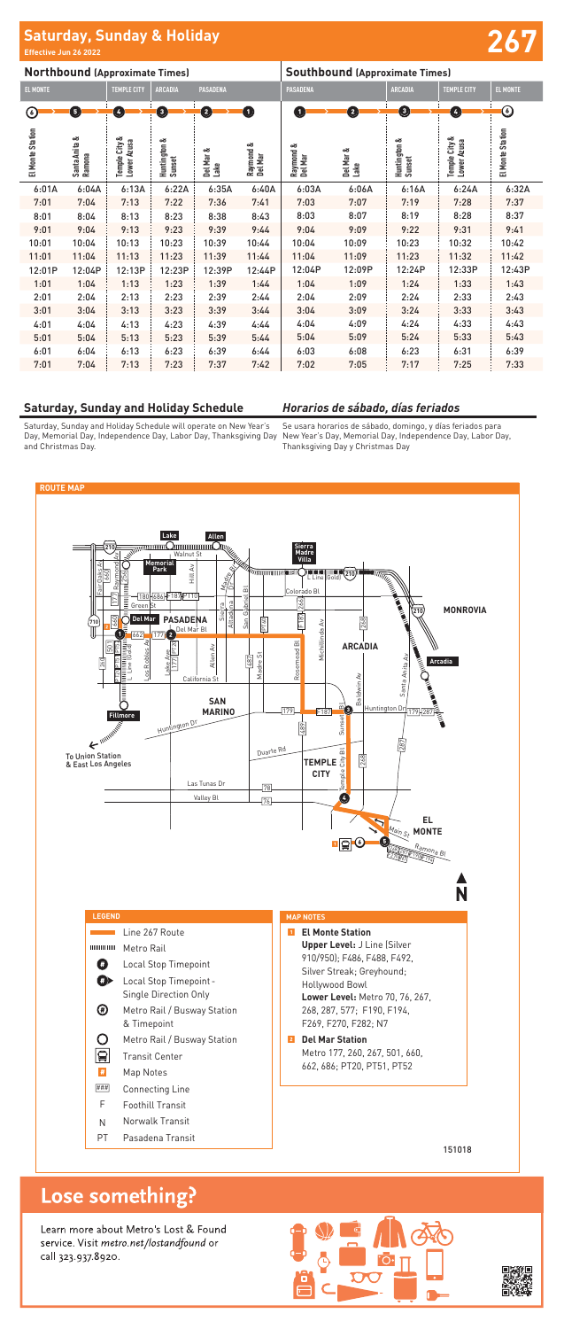# Saturday, Sunday & Holiday

Effective Jun 26 2022

**267**

## Northbound (Approximate Times)

| EL MONTE | | TEMPLE CITY | ARCADIA | PASADENA | |
|---|---|---|---|---|---|
| 6 | 5 | 4 | 3 | 2 | 1 |
| El Monte Station | Santa Anita & Ramona | Temple City & Lower Azusa | Huntington & Sunset | Del Mar & Lake | Raymond & Del Mar |
| 6:01A | 6:04A | 6:13A | 6:22A | 6:35A | 6:40A |
| 7:01 | 7:04 | 7:13 | 7:22 | 7:36 | 7:41 |
| 8:01 | 8:04 | 8:13 | 8:23 | 8:38 | 8:43 |
| 9:01 | 9:04 | 9:13 | 9:23 | 9:39 | 9:44 |
| 10:01 | 10:04 | 10:13 | 10:23 | 10:39 | 10:44 |
| 11:01 | 11:04 | 11:13 | 11:23 | 11:39 | 11:44 |
| 12:01P | 12:04P | 12:13P | 12:23P | 12:39P | 12:44P |
| 1:01 | 1:04 | 1:13 | 1:23 | 1:39 | 1:44 |
| 2:01 | 2:04 | 2:13 | 2:23 | 2:39 | 2:44 |
| 3:01 | 3:04 | 3:13 | 3:23 | 3:39 | 3:44 |
| 4:01 | 4:04 | 4:13 | 4:23 | 4:39 | 4:44 |
| 5:01 | 5:04 | 5:13 | 5:23 | 5:39 | 5:44 |
| 6:01 | 6:04 | 6:13 | 6:23 | 6:39 | 6:44 |
| 7:01 | 7:04 | 7:13 | 7:23 | 7:37 | 7:42 |

## Southbound (Approximate Times)

| PASADENA | | ARCADIA | TEMPLE CITY | EL MONTE |
|---|---|---|---|---|
| 1 | 2 | 3 | 4 | 6 |
| Raymond & Del Mar | Del Mar & Lake | Huntington & Sunset | Temple City & Lower Azusa | El Monte Station |
| 6:03A | 6:06A | 6:16A | 6:24A | 6:32A |
| 7:03 | 7:07 | 7:19 | 7:28 | 7:37 |
| 8:03 | 8:07 | 8:19 | 8:28 | 8:37 |
| 9:04 | 9:09 | 9:22 | 9:31 | 9:41 |
| 10:04 | 10:09 | 10:23 | 10:32 | 10:42 |
| 11:04 | 11:09 | 11:23 | 11:32 | 11:42 |
| 12:04P | 12:09P | 12:24P | 12:33P | 12:43P |
| 1:04 | 1:09 | 1:24 | 1:33 | 1:43 |
| 2:04 | 2:09 | 2:24 | 2:33 | 2:43 |
| 3:04 | 3:09 | 3:24 | 3:33 | 3:43 |
| 4:04 | 4:09 | 4:24 | 4:33 | 4:43 |
| 5:04 | 5:09 | 5:24 | 5:33 | 5:43 |
| 6:03 | 6:08 | 6:23 | 6:31 | 6:39 |
| 7:02 | 7:05 | 7:17 | 7:25 | 7:33 |

## Saturday, Sunday and Holiday Schedule

Saturday, Sunday and Holiday Schedule will operate on New Year's Day, Memorial Day, Independence Day, Labor Day, Thanksgiving Day and Christmas Day.

## *Horarios de sábado, días feriados*

Se usara horarios de sábado, domingo, y días feriados para New Year's Day, Memorial Day, Independence Day, Labor Day, Thanksgiving Day y Christmas Day

## ROUTE MAP

Lake
Allen
Sierra Madre Villa
Memorial Park
Del Mar
Fillmore
PASADENA
ARCADIA
MONROVIA
Arcadia
SAN MARINO
TEMPLE CITY
EL MONTE
To Union Station & East Los Angeles
N

### LEGEND

- Line 267 Route
- Metro Rail
- Local Stop Timepoint
- Local Stop Timepoint - Single Direction Only
- Metro Rail / Busway Station & Timepoint
- Metro Rail / Busway Station
- Transit Center
- Map Notes
- ### Connecting Line
- F Foothill Transit
- N Norwalk Transit
- PT Pasadena Transit

### MAP NOTES

1. **El Monte Station**
   **Upper Level:** J Line (Silver 910/950); F486, F488, F492, Silver Streak; Greyhound; Hollywood Bowl
   **Lower Level:** Metro 70, 76, 267, 268, 287, 577; F190, F194, F269, F270, F282; N7
2. **Del Mar Station**
   Metro 177, 260, 267, 501, 660, 662, 686; PT20, PT51, PT52

151018

# Lose something?

Learn more about Metro's Lost & Found service. Visit *metro.net/lostandfound* or call 323.937.8920.